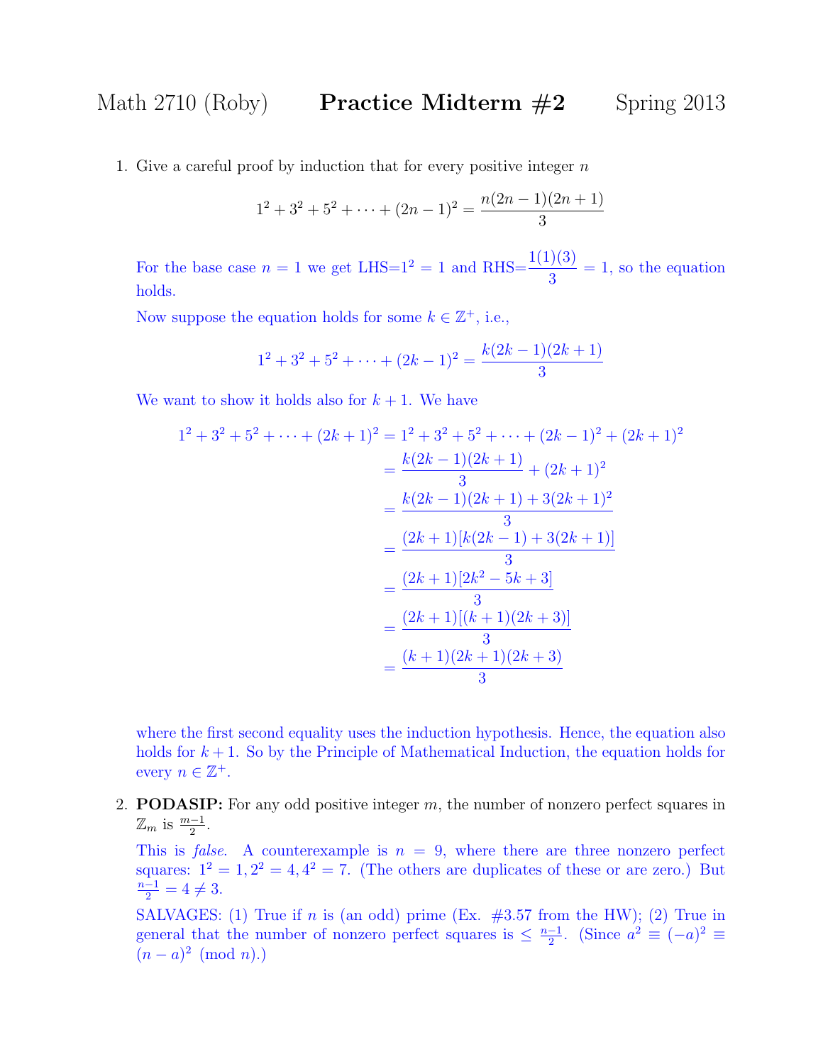Math 2710 (Roby) **Practice Midterm #2** Spring 2013

1. Give a careful proof by induction that for every positive integer $n$

$$1^2 + 3^2 + 5^2 + \cdots + (2n-1)^2 = \frac{n(2n-1)(2n+1)}{3}$$

For the base case $n = 1$ we get LHS$=1^2 = 1$ and RHS$=\frac{1(1)(3)}{3} = 1$, so the equation holds.

Now suppose the equation holds for some $k \in \mathbb{Z}^+$, i.e.,

$$1^2 + 3^2 + 5^2 + \cdots + (2k-1)^2 = \frac{k(2k-1)(2k+1)}{3}$$

We want to show it holds also for $k+1$. We have

$$\begin{aligned}
1^2 + 3^2 + 5^2 + \cdots + (2k+1)^2 &= 1^2 + 3^2 + 5^2 + \cdots + (2k-1)^2 + (2k+1)^2 \\
&= \frac{k(2k-1)(2k+1)}{3} + (2k+1)^2 \\
&= \frac{k(2k-1)(2k+1) + 3(2k+1)^2}{3} \\
&= \frac{(2k+1)[k(2k-1) + 3(2k+1)]}{3} \\
&= \frac{(2k+1)[2k^2 - 5k + 3]}{3} \\
&= \frac{(2k+1)[(k+1)(2k+3)]}{3} \\
&= \frac{(k+1)(2k+1)(2k+3)}{3}
\end{aligned}$$

where the first second equality uses the induction hypothesis. Hence, the equation also holds for $k+1$. So by the Principle of Mathematical Induction, the equation holds for every $n \in \mathbb{Z}^+$.

2. **PODASIP:** For any odd positive integer $m$, the number of nonzero perfect squares in $\mathbb{Z}_m$ is $\frac{m-1}{2}$.

This is *false*. A counterexample is $n = 9$, where there are three nonzero perfect squares: $1^2 = 1, 2^2 = 4, 4^2 = 7$. (The others are duplicates of these or are zero.) But $\frac{n-1}{2} = 4 \neq 3$.

SALVAGES: (1) True if $n$ is (an odd) prime (Ex. #3.57 from the HW); (2) True in general that the number of nonzero perfect squares is $\leq \frac{n-1}{2}$. (Since $a^2 \equiv (-a)^2 \equiv (n-a)^2 \pmod{n}$.)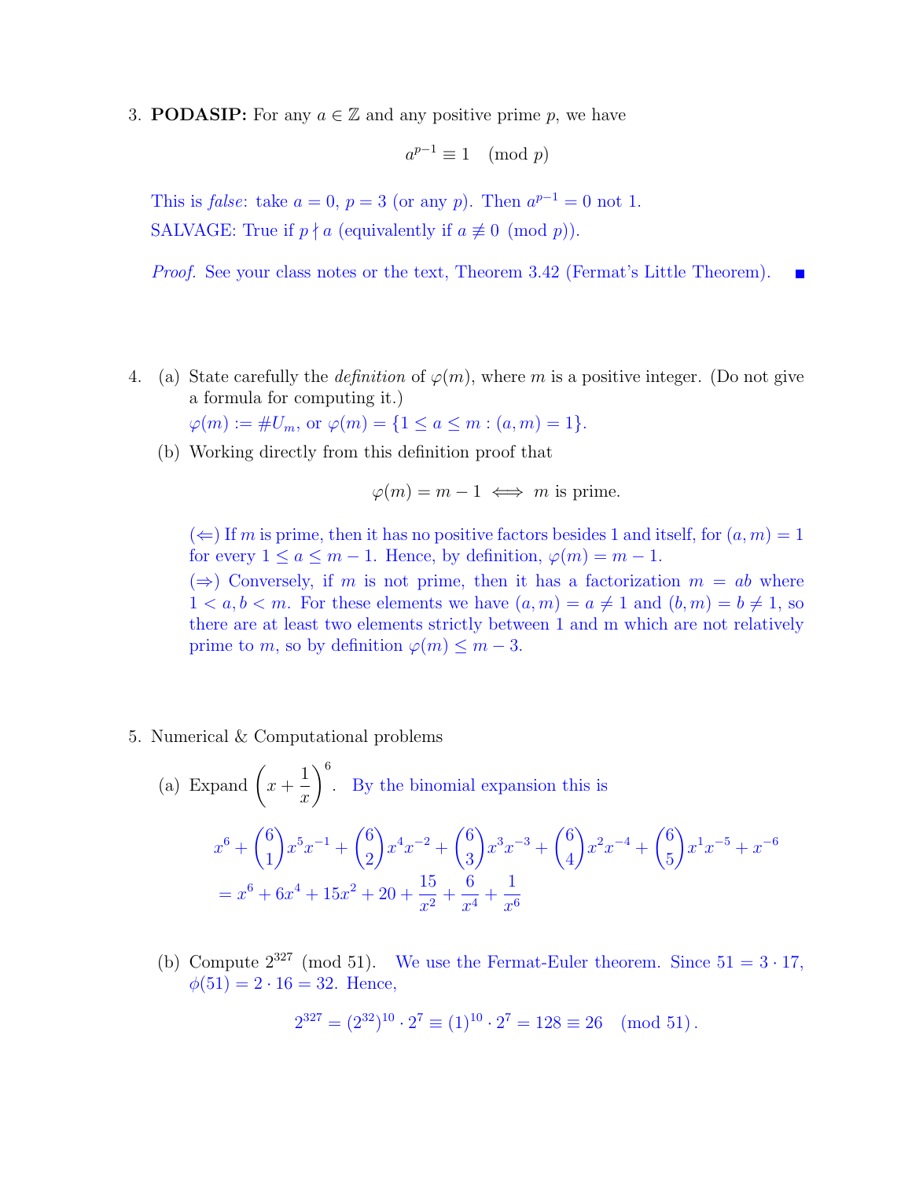3. **PODASIP:** For any $a \in \mathbb{Z}$ and any positive prime $p$, we have

$$a^{p-1} \equiv 1 \pmod{p}$$

This is *false*: take $a = 0$, $p = 3$ (or any $p$). Then $a^{p-1} = 0$ not 1.

SALVAGE: True if $p \nmid a$ (equivalently if $a \not\equiv 0 \pmod{p}$).

*Proof.* See your class notes or the text, Theorem 3.42 (Fermat's Little Theorem). ∎

4. (a) State carefully the *definition* of $\varphi(m)$, where $m$ is a positive integer. (Do not give a formula for computing it.)

   $\varphi(m) := \#U_m$, or $\varphi(m) = \{1 \le a \le m : (a, m) = 1\}$.

   (b) Working directly from this definition proof that

$$\varphi(m) = m - 1 \iff m \text{ is prime.}$$

   ($\Leftarrow$) If $m$ is prime, then it has no positive factors besides 1 and itself, for $(a, m) = 1$ for every $1 \le a \le m - 1$. Hence, by definition, $\varphi(m) = m - 1$.

   ($\Rightarrow$) Conversely, if $m$ is not prime, then it has a factorization $m = ab$ where $1 < a, b < m$. For these elements we have $(a, m) = a \neq 1$ and $(b, m) = b \neq 1$, so there are at least two elements strictly between 1 and m which are not relatively prime to $m$, so by definition $\varphi(m) \le m - 3$.

5. Numerical & Computational problems

   (a) Expand $\left(x + \dfrac{1}{x}\right)^6$. By the binomial expansion this is

$$x^6 + \binom{6}{1}x^5x^{-1} + \binom{6}{2}x^4x^{-2} + \binom{6}{3}x^3x^{-3} + \binom{6}{4}x^2x^{-4} + \binom{6}{5}x^1x^{-5} + x^{-6}$$
$$= x^6 + 6x^4 + 15x^2 + 20 + \frac{15}{x^2} + \frac{6}{x^4} + \frac{1}{x^6}$$

   (b) Compute $2^{327} \pmod{51}$. We use the Fermat-Euler theorem. Since $51 = 3 \cdot 17$, $\phi(51) = 2 \cdot 16 = 32$. Hence,

$$2^{327} = (2^{32})^{10} \cdot 2^7 \equiv (1)^{10} \cdot 2^7 = 128 \equiv 26 \pmod{51}.$$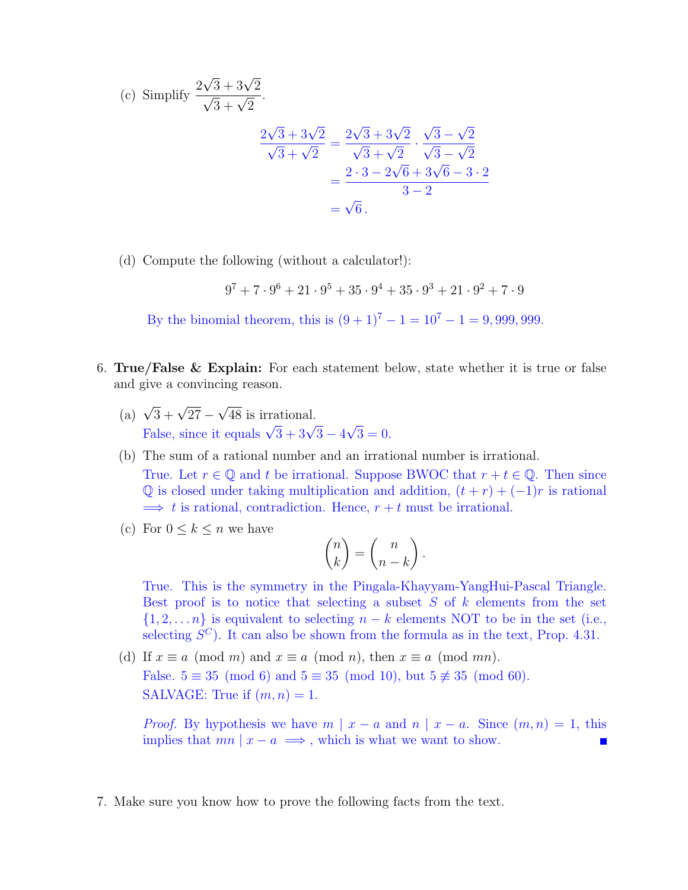(c) Simplify $\dfrac{2\sqrt{3}+3\sqrt{2}}{\sqrt{3}+\sqrt{2}}$.

$$\begin{aligned}
\frac{2\sqrt{3}+3\sqrt{2}}{\sqrt{3}+\sqrt{2}} &= \frac{2\sqrt{3}+3\sqrt{2}}{\sqrt{3}+\sqrt{2}} \cdot \frac{\sqrt{3}-\sqrt{2}}{\sqrt{3}-\sqrt{2}} \\
&= \frac{2\cdot 3 - 2\sqrt{6} + 3\sqrt{6} - 3\cdot 2}{3-2} \\
&= \sqrt{6}\,.
\end{aligned}$$

(d) Compute the following (without a calculator!):

$$9^7 + 7\cdot 9^6 + 21\cdot 9^5 + 35\cdot 9^4 + 35\cdot 9^3 + 21\cdot 9^2 + 7\cdot 9$$

By the binomial theorem, this is $(9+1)^7 - 1 = 10^7 - 1 = 9,999,999$.

6. **True/False & Explain:** For each statement below, state whether it is true or false and give a convincing reason.

(a) $\sqrt{3}+\sqrt{27}-\sqrt{48}$ is irrational.
False, since it equals $\sqrt{3}+3\sqrt{3}-4\sqrt{3}=0$.

(b) The sum of a rational number and an irrational number is irrational.
True. Let $r \in \mathbb{Q}$ and $t$ be irrational. Suppose BWOC that $r+t \in \mathbb{Q}$. Then since $\mathbb{Q}$ is closed under taking multiplication and addition, $(t+r)+(-1)r$ is rational $\implies$ $t$ is rational, contradiction. Hence, $r+t$ must be irrational.

(c) For $0 \le k \le n$ we have

$$\binom{n}{k} = \binom{n}{n-k}.$$

True. This is the symmetry in the Pingala-Khayyam-YangHui-Pascal Triangle. Best proof is to notice that selecting a subset $S$ of $k$ elements from the set $\{1,2,\dots n\}$ is equivalent to selecting $n-k$ elements NOT to be in the set (i.e., selecting $S^C$). It can also be shown from the formula as in the text, Prop. 4.31.

(d) If $x \equiv a \pmod{m}$ and $x \equiv a \pmod{n}$, then $x \equiv a \pmod{mn}$.
False. $5 \equiv 35 \pmod{6}$ and $5 \equiv 35 \pmod{10}$, but $5 \not\equiv 35 \pmod{60}$.
SALVAGE: True if $(m,n)=1$.

*Proof.* By hypothesis we have $m \mid x-a$ and $n \mid x-a$. Since $(m,n)=1$, this implies that $mn \mid x-a \implies$, which is what we want to show. ∎

7. Make sure you know how to prove the following facts from the text.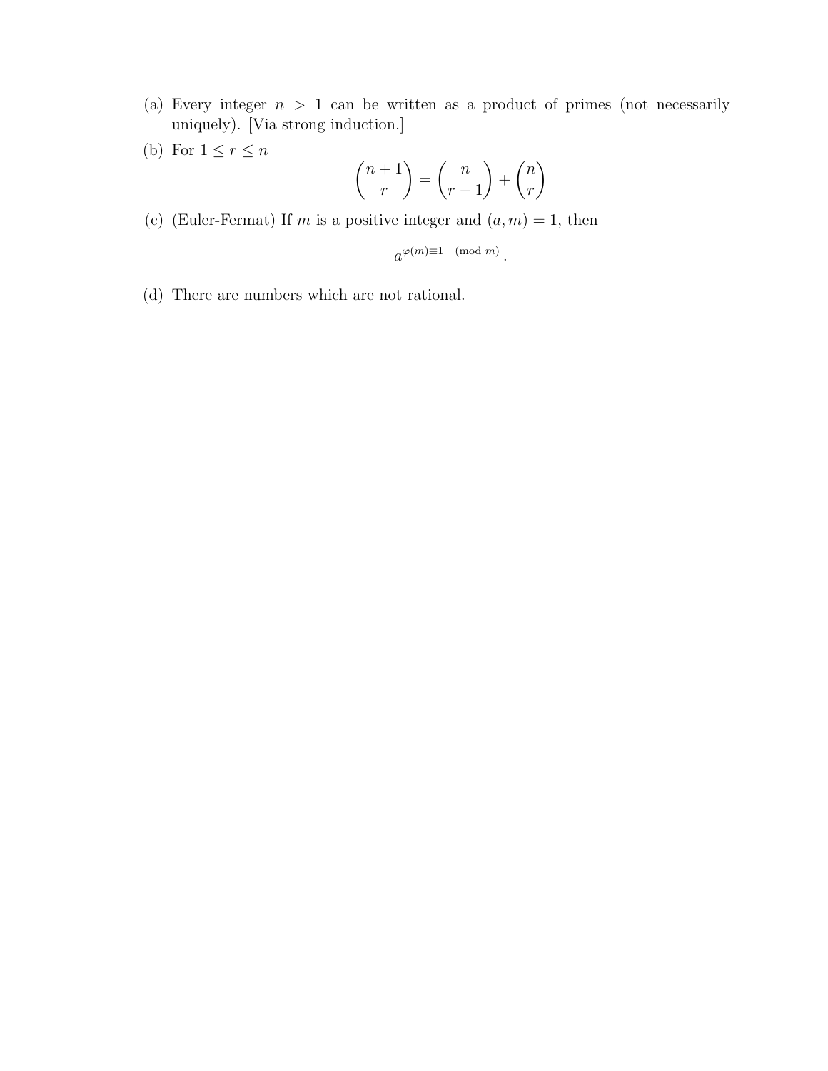(a) Every integer $n > 1$ can be written as a product of primes (not necessarily uniquely). [Via strong induction.]

(b) For $1 \le r \le n$

$$\binom{n+1}{r} = \binom{n}{r-1} + \binom{n}{r}$$

(c) (Euler-Fermat) If $m$ is a positive integer and $(a, m) = 1$, then

$$a^{\varphi(m) \equiv 1 \pmod{m}}.$$

(d) There are numbers which are not rational.